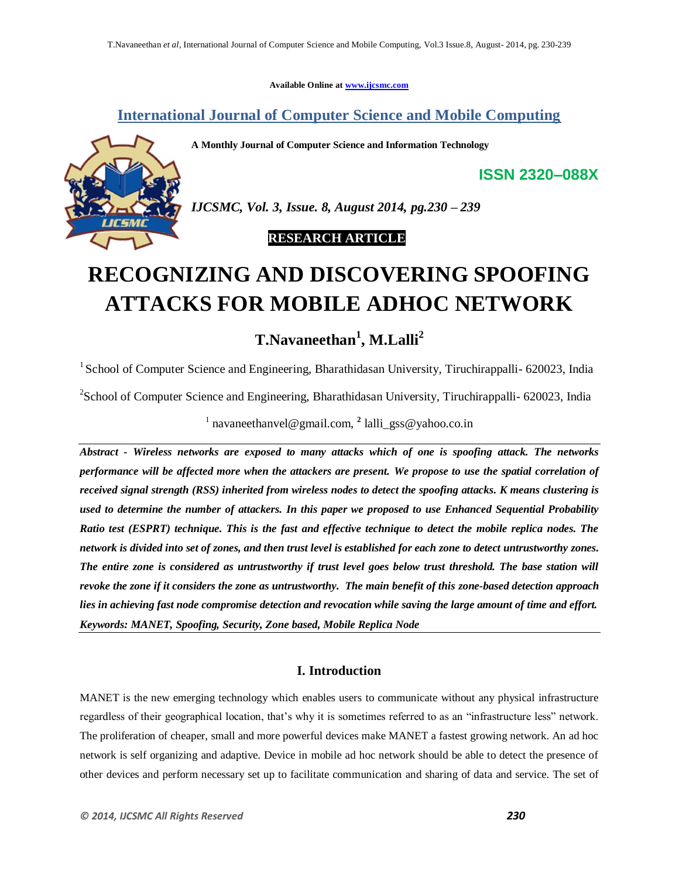**Available Online at www.ijcsmc.com**

## International Journal of Computer Science and Mobile Computing

**A Monthly Journal of Computer Science and Information Technology**

**ISSN 2320–088X**

***IJCSMC, Vol. 3, Issue. 8, August 2014, pg.230 – 239***

**RESEARCH ARTICLE**

# RECOGNIZING AND DISCOVERING SPOOFING ATTACKS FOR MOBILE ADHOC NETWORK

**T.Navaneethan[1], M.Lalli[2]**

[1] School of Computer Science and Engineering, Bharathidasan University, Tiruchirappalli- 620023, India

[2] School of Computer Science and Engineering, Bharathidasan University, Tiruchirappalli- 620023, India

[1] navaneethanvel@gmail.com, [2] lalli_gss@yahoo.co.in

***Abstract - Wireless networks are exposed to many attacks which of one is spoofing attack. The networks performance will be affected more when the attackers are present. We propose to use the spatial correlation of received signal strength (RSS) inherited from wireless nodes to detect the spoofing attacks. K means clustering is used to determine the number of attackers. In this paper we proposed to use Enhanced Sequential Probability Ratio test (ESPRT) technique. This is the fast and effective technique to detect the mobile replica nodes. The network is divided into set of zones, and then trust level is established for each zone to detect untrustworthy zones. The entire zone is considered as untrustworthy if trust level goes below trust threshold. The base station will revoke the zone if it considers the zone as untrustworthy. The main benefit of this zone-based detection approach lies in achieving fast node compromise detection and revocation while saving the large amount of time and effort.***

***Keywords: MANET, Spoofing, Security, Zone based, Mobile Replica Node***

## I. Introduction

MANET is the new emerging technology which enables users to communicate without any physical infrastructure regardless of their geographical location, that's why it is sometimes referred to as an "infrastructure less" network. The proliferation of cheaper, small and more powerful devices make MANET a fastest growing network. An ad hoc network is self organizing and adaptive. Device in mobile ad hoc network should be able to detect the presence of other devices and perform necessary set up to facilitate communication and sharing of data and service. The set of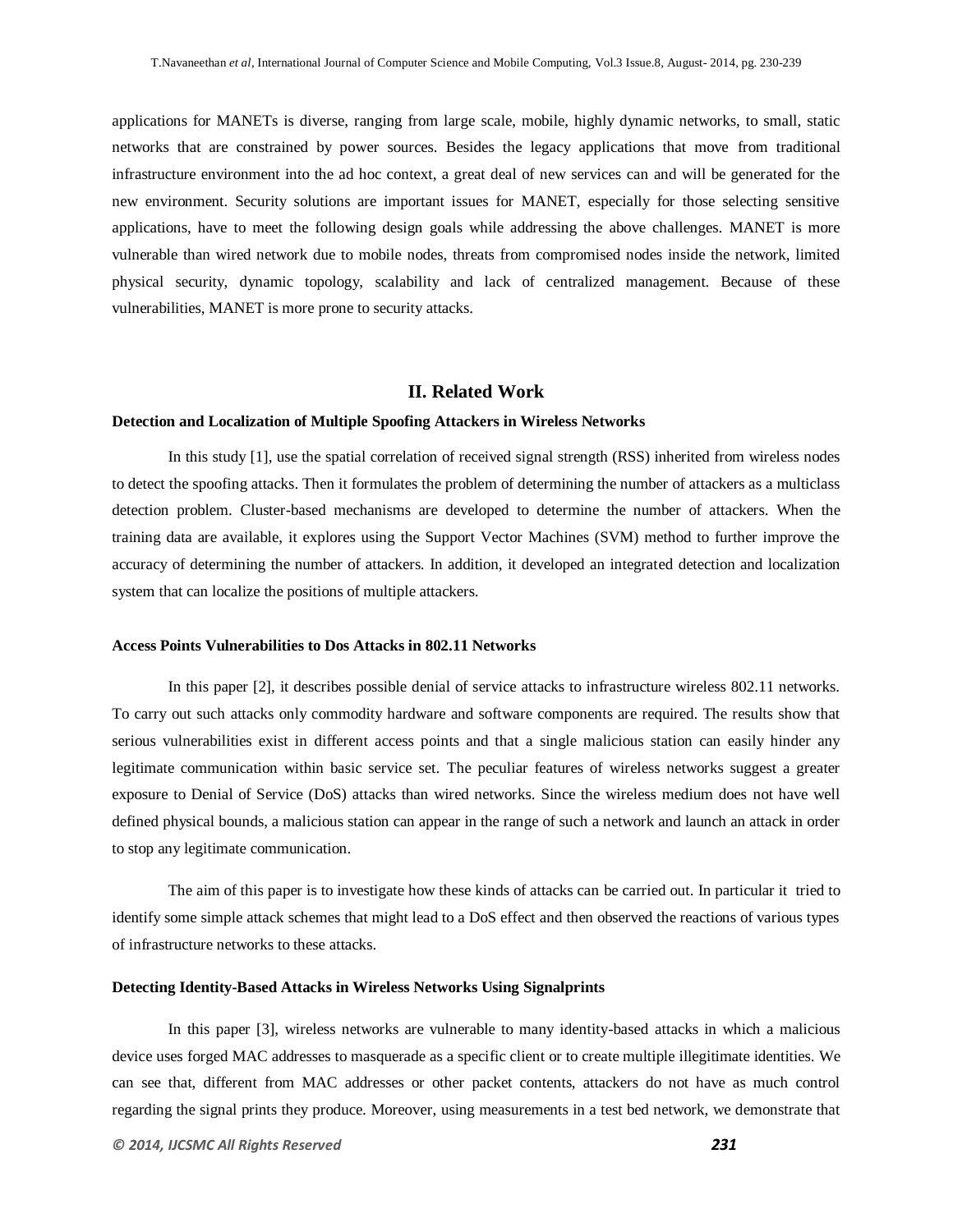applications for MANETs is diverse, ranging from large scale, mobile, highly dynamic networks, to small, static networks that are constrained by power sources. Besides the legacy applications that move from traditional infrastructure environment into the ad hoc context, a great deal of new services can and will be generated for the new environment. Security solutions are important issues for MANET, especially for those selecting sensitive applications, have to meet the following design goals while addressing the above challenges. MANET is more vulnerable than wired network due to mobile nodes, threats from compromised nodes inside the network, limited physical security, dynamic topology, scalability and lack of centralized management. Because of these vulnerabilities, MANET is more prone to security attacks.

## II. Related Work

**Detection and Localization of Multiple Spoofing Attackers in Wireless Networks**

In this study [1], use the spatial correlation of received signal strength (RSS) inherited from wireless nodes to detect the spoofing attacks. Then it formulates the problem of determining the number of attackers as a multiclass detection problem. Cluster-based mechanisms are developed to determine the number of attackers. When the training data are available, it explores using the Support Vector Machines (SVM) method to further improve the accuracy of determining the number of attackers. In addition, it developed an integrated detection and localization system that can localize the positions of multiple attackers.

**Access Points Vulnerabilities to Dos Attacks in 802.11 Networks**

In this paper [2], it describes possible denial of service attacks to infrastructure wireless 802.11 networks. To carry out such attacks only commodity hardware and software components are required. The results show that serious vulnerabilities exist in different access points and that a single malicious station can easily hinder any legitimate communication within basic service set. The peculiar features of wireless networks suggest a greater exposure to Denial of Service (DoS) attacks than wired networks. Since the wireless medium does not have well defined physical bounds, a malicious station can appear in the range of such a network and launch an attack in order to stop any legitimate communication.

The aim of this paper is to investigate how these kinds of attacks can be carried out. In particular it tried to identify some simple attack schemes that might lead to a DoS effect and then observed the reactions of various types of infrastructure networks to these attacks.

**Detecting Identity-Based Attacks in Wireless Networks Using Signalprints**

In this paper [3], wireless networks are vulnerable to many identity-based attacks in which a malicious device uses forged MAC addresses to masquerade as a specific client or to create multiple illegitimate identities. We can see that, different from MAC addresses or other packet contents, attackers do not have as much control regarding the signal prints they produce. Moreover, using measurements in a test bed network, we demonstrate that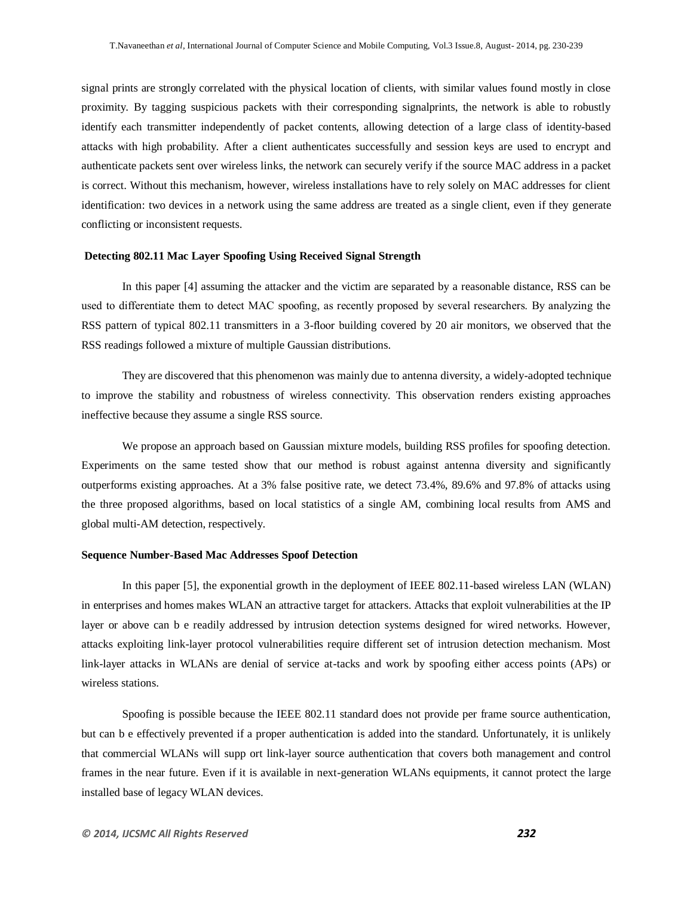signal prints are strongly correlated with the physical location of clients, with similar values found mostly in close proximity. By tagging suspicious packets with their corresponding signalprints, the network is able to robustly identify each transmitter independently of packet contents, allowing detection of a large class of identity-based attacks with high probability. After a client authenticates successfully and session keys are used to encrypt and authenticate packets sent over wireless links, the network can securely verify if the source MAC address in a packet is correct. Without this mechanism, however, wireless installations have to rely solely on MAC addresses for client identification: two devices in a network using the same address are treated as a single client, even if they generate conflicting or inconsistent requests.

### Detecting 802.11 Mac Layer Spoofing Using Received Signal Strength

In this paper [4] assuming the attacker and the victim are separated by a reasonable distance, RSS can be used to differentiate them to detect MAC spoofing, as recently proposed by several researchers. By analyzing the RSS pattern of typical 802.11 transmitters in a 3-floor building covered by 20 air monitors, we observed that the RSS readings followed a mixture of multiple Gaussian distributions.

They are discovered that this phenomenon was mainly due to antenna diversity, a widely-adopted technique to improve the stability and robustness of wireless connectivity. This observation renders existing approaches ineffective because they assume a single RSS source.

We propose an approach based on Gaussian mixture models, building RSS profiles for spoofing detection. Experiments on the same tested show that our method is robust against antenna diversity and significantly outperforms existing approaches. At a 3% false positive rate, we detect 73.4%, 89.6% and 97.8% of attacks using the three proposed algorithms, based on local statistics of a single AM, combining local results from AMS and global multi-AM detection, respectively.

### Sequence Number-Based Mac Addresses Spoof Detection

In this paper [5], the exponential growth in the deployment of IEEE 802.11-based wireless LAN (WLAN) in enterprises and homes makes WLAN an attractive target for attackers. Attacks that exploit vulnerabilities at the IP layer or above can b e readily addressed by intrusion detection systems designed for wired networks. However, attacks exploiting link-layer protocol vulnerabilities require different set of intrusion detection mechanism. Most link-layer attacks in WLANs are denial of service at-tacks and work by spoofing either access points (APs) or wireless stations.

Spoofing is possible because the IEEE 802.11 standard does not provide per frame source authentication, but can b e effectively prevented if a proper authentication is added into the standard. Unfortunately, it is unlikely that commercial WLANs will supp ort link-layer source authentication that covers both management and control frames in the near future. Even if it is available in next-generation WLANs equipments, it cannot protect the large installed base of legacy WLAN devices.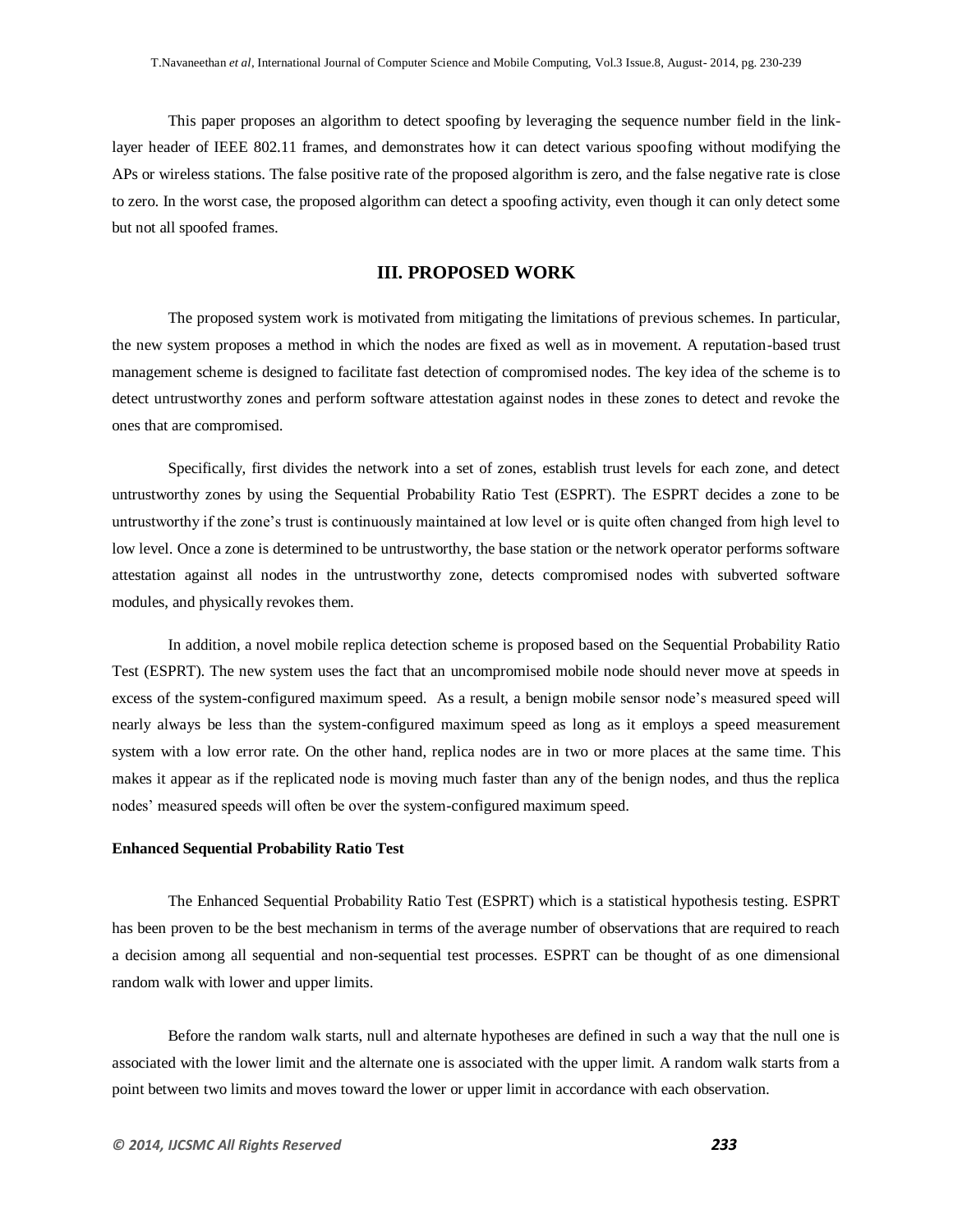This paper proposes an algorithm to detect spoofing by leveraging the sequence number field in the link-layer header of IEEE 802.11 frames, and demonstrates how it can detect various spoofing without modifying the APs or wireless stations. The false positive rate of the proposed algorithm is zero, and the false negative rate is close to zero. In the worst case, the proposed algorithm can detect a spoofing activity, even though it can only detect some but not all spoofed frames.

## III. PROPOSED WORK

The proposed system work is motivated from mitigating the limitations of previous schemes. In particular, the new system proposes a method in which the nodes are fixed as well as in movement. A reputation-based trust management scheme is designed to facilitate fast detection of compromised nodes. The key idea of the scheme is to detect untrustworthy zones and perform software attestation against nodes in these zones to detect and revoke the ones that are compromised.

Specifically, first divides the network into a set of zones, establish trust levels for each zone, and detect untrustworthy zones by using the Sequential Probability Ratio Test (ESPRT). The ESPRT decides a zone to be untrustworthy if the zone's trust is continuously maintained at low level or is quite often changed from high level to low level. Once a zone is determined to be untrustworthy, the base station or the network operator performs software attestation against all nodes in the untrustworthy zone, detects compromised nodes with subverted software modules, and physically revokes them.

In addition, a novel mobile replica detection scheme is proposed based on the Sequential Probability Ratio Test (ESPRT). The new system uses the fact that an uncompromised mobile node should never move at speeds in excess of the system-configured maximum speed. As a result, a benign mobile sensor node's measured speed will nearly always be less than the system-configured maximum speed as long as it employs a speed measurement system with a low error rate. On the other hand, replica nodes are in two or more places at the same time. This makes it appear as if the replicated node is moving much faster than any of the benign nodes, and thus the replica nodes' measured speeds will often be over the system-configured maximum speed.

**Enhanced Sequential Probability Ratio Test**

The Enhanced Sequential Probability Ratio Test (ESPRT) which is a statistical hypothesis testing. ESPRT has been proven to be the best mechanism in terms of the average number of observations that are required to reach a decision among all sequential and non-sequential test processes. ESPRT can be thought of as one dimensional random walk with lower and upper limits.

Before the random walk starts, null and alternate hypotheses are defined in such a way that the null one is associated with the lower limit and the alternate one is associated with the upper limit. A random walk starts from a point between two limits and moves toward the lower or upper limit in accordance with each observation.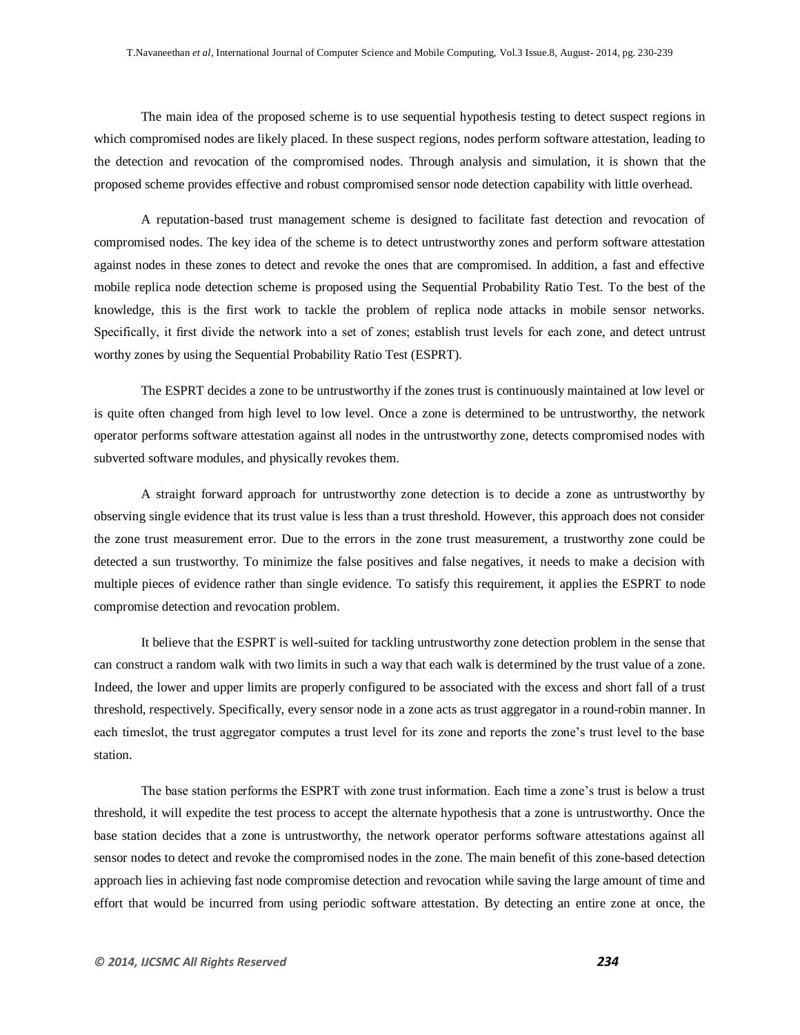The main idea of the proposed scheme is to use sequential hypothesis testing to detect suspect regions in which compromised nodes are likely placed. In these suspect regions, nodes perform software attestation, leading to the detection and revocation of the compromised nodes. Through analysis and simulation, it is shown that the proposed scheme provides effective and robust compromised sensor node detection capability with little overhead.

A reputation-based trust management scheme is designed to facilitate fast detection and revocation of compromised nodes. The key idea of the scheme is to detect untrustworthy zones and perform software attestation against nodes in these zones to detect and revoke the ones that are compromised. In addition, a fast and effective mobile replica node detection scheme is proposed using the Sequential Probability Ratio Test. To the best of the knowledge, this is the first work to tackle the problem of replica node attacks in mobile sensor networks. Specifically, it first divide the network into a set of zones; establish trust levels for each zone, and detect untrust worthy zones by using the Sequential Probability Ratio Test (ESPRT).

The ESPRT decides a zone to be untrustworthy if the zones trust is continuously maintained at low level or is quite often changed from high level to low level. Once a zone is determined to be untrustworthy, the network operator performs software attestation against all nodes in the untrustworthy zone, detects compromised nodes with subverted software modules, and physically revokes them.

A straight forward approach for untrustworthy zone detection is to decide a zone as untrustworthy by observing single evidence that its trust value is less than a trust threshold. However, this approach does not consider the zone trust measurement error. Due to the errors in the zone trust measurement, a trustworthy zone could be detected a sun trustworthy. To minimize the false positives and false negatives, it needs to make a decision with multiple pieces of evidence rather than single evidence. To satisfy this requirement, it applies the ESPRT to node compromise detection and revocation problem.

It believe that the ESPRT is well-suited for tackling untrustworthy zone detection problem in the sense that can construct a random walk with two limits in such a way that each walk is determined by the trust value of a zone. Indeed, the lower and upper limits are properly configured to be associated with the excess and short fall of a trust threshold, respectively. Specifically, every sensor node in a zone acts as trust aggregator in a round-robin manner. In each timeslot, the trust aggregator computes a trust level for its zone and reports the zone's trust level to the base station.

The base station performs the ESPRT with zone trust information. Each time a zone's trust is below a trust threshold, it will expedite the test process to accept the alternate hypothesis that a zone is untrustworthy. Once the base station decides that a zone is untrustworthy, the network operator performs software attestations against all sensor nodes to detect and revoke the compromised nodes in the zone. The main benefit of this zone-based detection approach lies in achieving fast node compromise detection and revocation while saving the large amount of time and effort that would be incurred from using periodic software attestation. By detecting an entire zone at once, the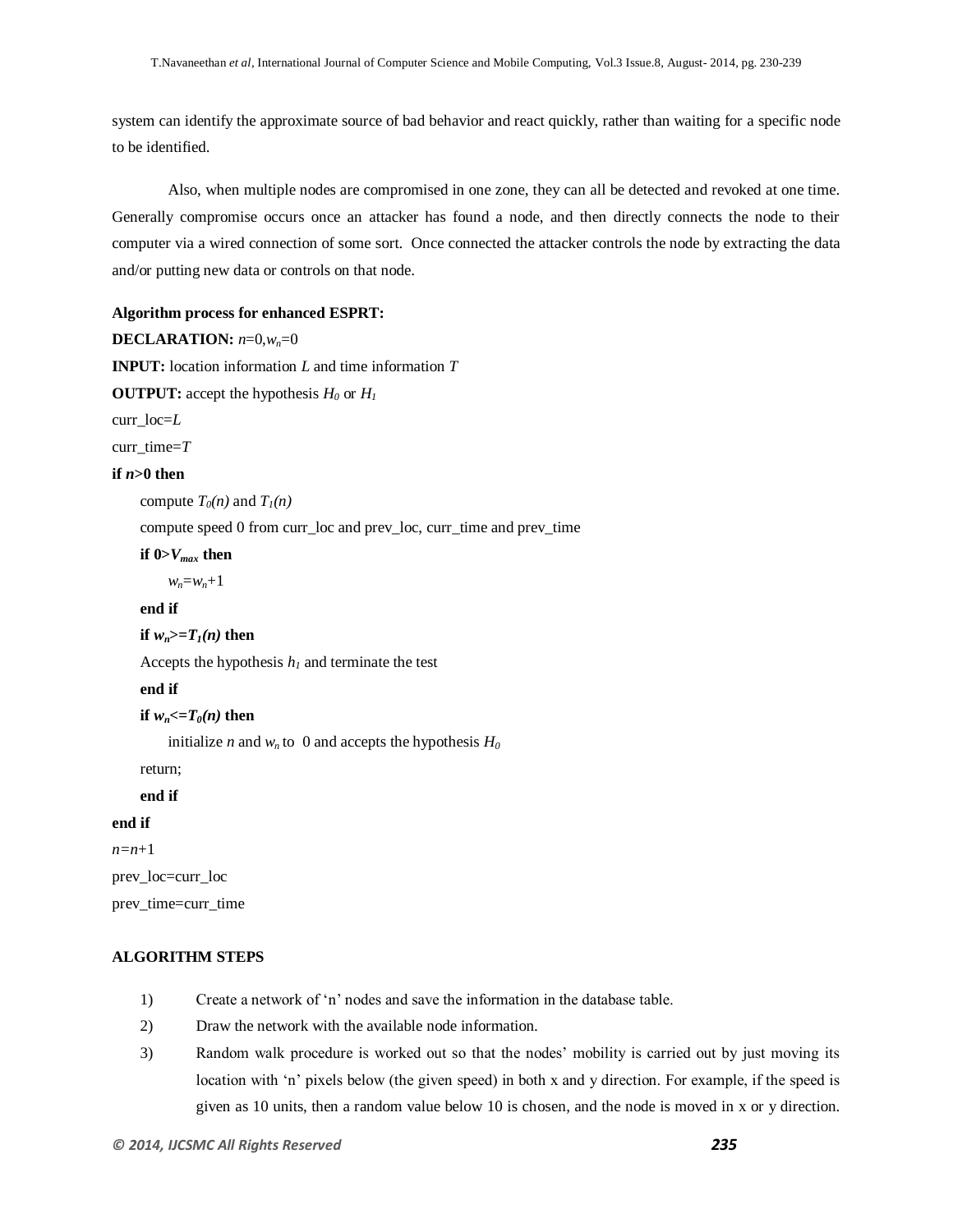system can identify the approximate source of bad behavior and react quickly, rather than waiting for a specific node to be identified.

Also, when multiple nodes are compromised in one zone, they can all be detected and revoked at one time. Generally compromise occurs once an attacker has found a node, and then directly connects the node to their computer via a wired connection of some sort. Once connected the attacker controls the node by extracting the data and/or putting new data or controls on that node.

**Algorithm process for enhanced ESPRT:**

**DECLARATION:** $n$=0,$w_n$=0

**INPUT:** location information $L$ and time information $T$

**OUTPUT:** accept the hypothesis $H_0$ or $H_1$

curr_loc=$L$

curr_time=$T$

**if $n$>0 then**

compute $T_0(n)$ and $T_1(n)$

compute speed 0 from curr_loc and prev_loc, curr_time and prev_time

**if 0>$V_{max}$ then**

$w_n$=$w_n$+1

**end if**

**if $w_n$>=$T_1(n)$ then**

Accepts the hypothesis $h_1$ and terminate the test

**end if**

**if $w_n$<=$T_0(n)$ then**

initialize $n$ and $w_n$ to 0 and accepts the hypothesis $H_0$

return;

**end if**

**end if**

$n$=$n$+1

prev_loc=curr_loc

prev_time=curr_time

**ALGORITHM STEPS**

1) Create a network of 'n' nodes and save the information in the database table.
2) Draw the network with the available node information.
3) Random walk procedure is worked out so that the nodes' mobility is carried out by just moving its location with 'n' pixels below (the given speed) in both x and y direction. For example, if the speed is given as 10 units, then a random value below 10 is chosen, and the node is moved in x or y direction.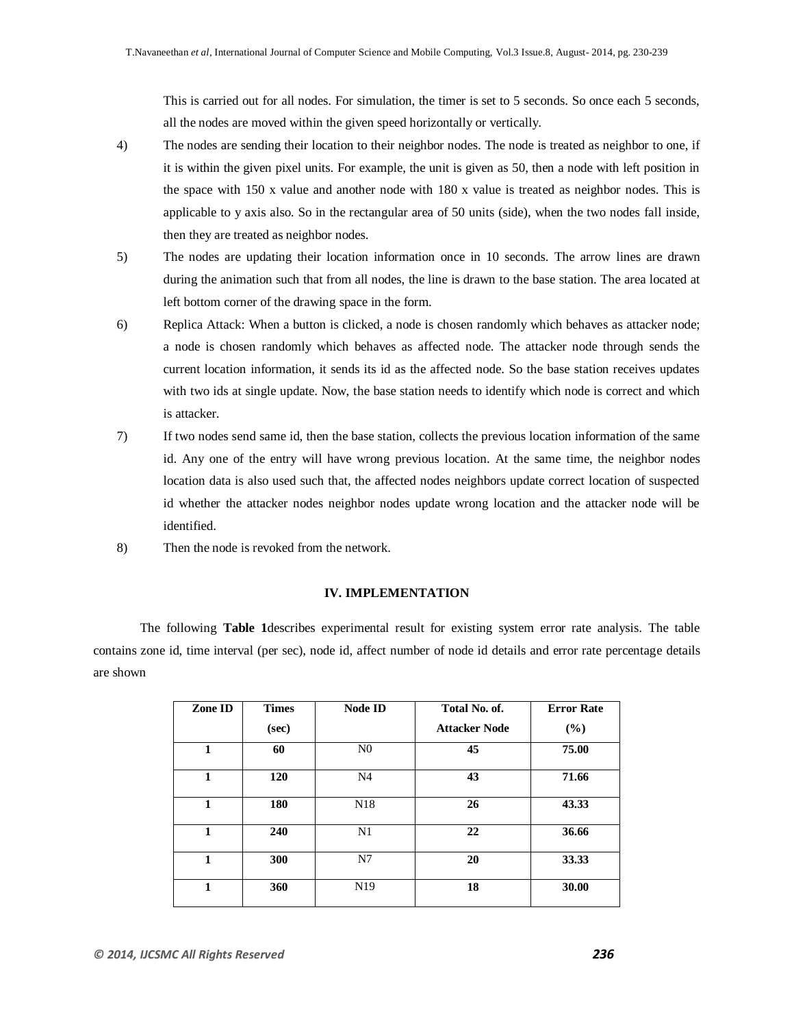This is carried out for all nodes. For simulation, the timer is set to 5 seconds. So once each 5 seconds, all the nodes are moved within the given speed horizontally or vertically.

4) The nodes are sending their location to their neighbor nodes. The node is treated as neighbor to one, if it is within the given pixel units. For example, the unit is given as 50, then a node with left position in the space with 150 x value and another node with 180 x value is treated as neighbor nodes. This is applicable to y axis also. So in the rectangular area of 50 units (side), when the two nodes fall inside, then they are treated as neighbor nodes.

5) The nodes are updating their location information once in 10 seconds. The arrow lines are drawn during the animation such that from all nodes, the line is drawn to the base station. The area located at left bottom corner of the drawing space in the form.

6) Replica Attack: When a button is clicked, a node is chosen randomly which behaves as attacker node; a node is chosen randomly which behaves as affected node. The attacker node through sends the current location information, it sends its id as the affected node. So the base station receives updates with two ids at single update. Now, the base station needs to identify which node is correct and which is attacker.

7) If two nodes send same id, then the base station, collects the previous location information of the same id. Any one of the entry will have wrong previous location. At the same time, the neighbor nodes location data is also used such that, the affected nodes neighbors update correct location of suspected id whether the attacker nodes neighbor nodes update wrong location and the attacker node will be identified.

8) Then the node is revoked from the network.

## IV. IMPLEMENTATION

The following **Table 1**describes experimental result for existing system error rate analysis. The table contains zone id, time interval (per sec), node id, affect number of node id details and error rate percentage details are shown

| Zone ID | Times (sec) | Node ID | Total No. of. Attacker Node | Error Rate (%) |
|---|---|---|---|---|
| 1 | 60 | N0 | 45 | 75.00 |
| 1 | 120 | N4 | 43 | 71.66 |
| 1 | 180 | N18 | 26 | 43.33 |
| 1 | 240 | N1 | 22 | 36.66 |
| 1 | 300 | N7 | 20 | 33.33 |
| 1 | 360 | N19 | 18 | 30.00 |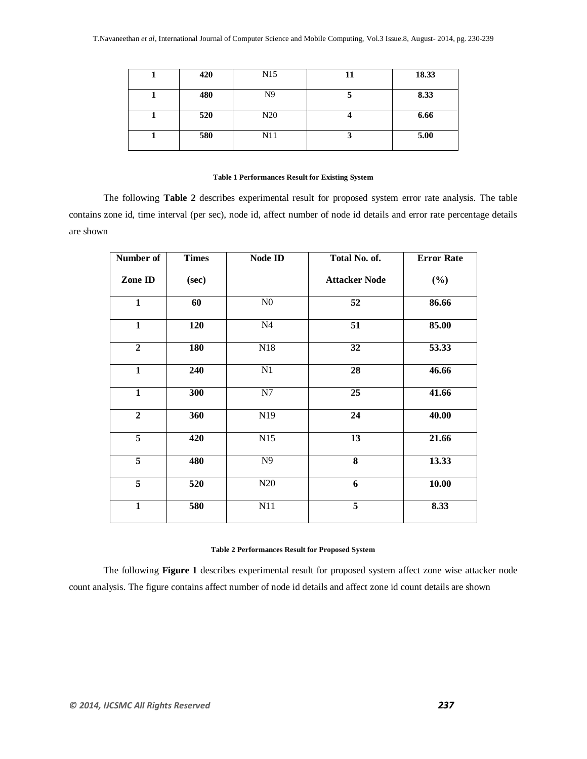| 1 | 420 | N15 | 11 | 18.33 |
|---|---|---|---|---|
| 1 | 480 | N9 | 5 | 8.33 |
| 1 | 520 | N20 | 4 | 6.66 |
| 1 | 580 | N11 | 3 | 5.00 |

**Table 1 Performances Result for Existing System**

The following **Table 2** describes experimental result for proposed system error rate analysis. The table contains zone id, time interval (per sec), node id, affect number of node id details and error rate percentage details are shown

| Number of Zone ID | Times (sec) | Node ID | Total No. of. Attacker Node | Error Rate (%) |
|---|---|---|---|---|
| 1 | 60 | N0 | 52 | 86.66 |
| 1 | 120 | N4 | 51 | 85.00 |
| 2 | 180 | N18 | 32 | 53.33 |
| 1 | 240 | N1 | 28 | 46.66 |
| 1 | 300 | N7 | 25 | 41.66 |
| 2 | 360 | N19 | 24 | 40.00 |
| 5 | 420 | N15 | 13 | 21.66 |
| 5 | 480 | N9 | 8 | 13.33 |
| 5 | 520 | N20 | 6 | 10.00 |
| 1 | 580 | N11 | 5 | 8.33 |

**Table 2 Performances Result for Proposed System**

The following **Figure 1** describes experimental result for proposed system affect zone wise attacker node count analysis. The figure contains affect number of node id details and affect zone id count details are shown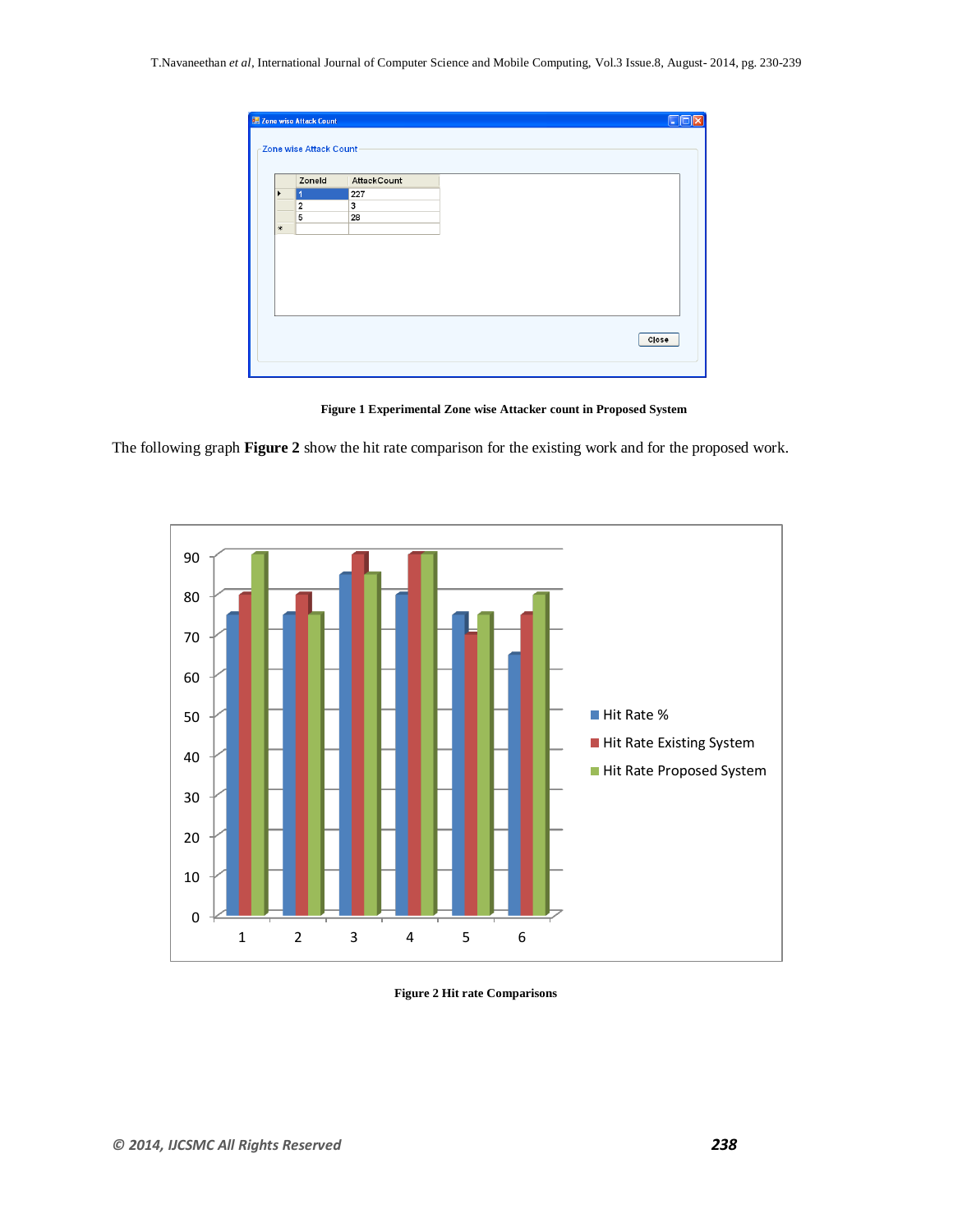**Figure 1 Experimental Zone wise Attacker count in Proposed System**

The following graph **Figure 2** show the hit rate comparison for the existing work and for the proposed work.

**Figure 2 Hit rate Comparisons**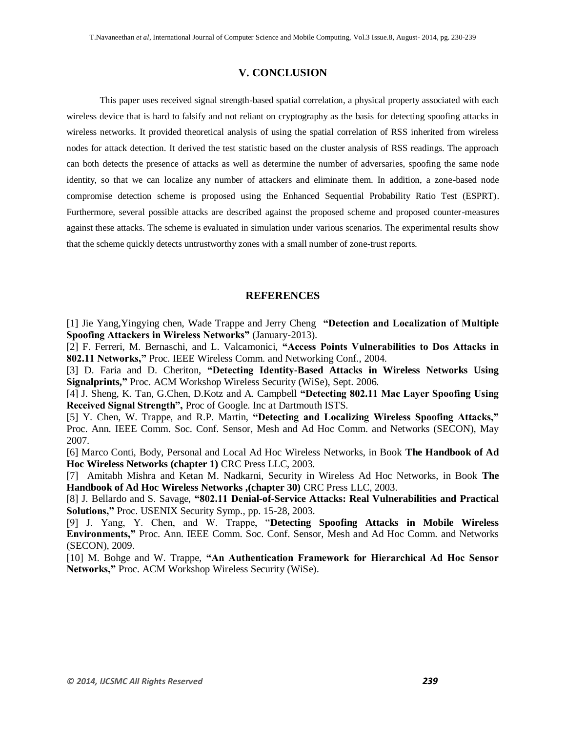## V. CONCLUSION

This paper uses received signal strength-based spatial correlation, a physical property associated with each wireless device that is hard to falsify and not reliant on cryptography as the basis for detecting spoofing attacks in wireless networks. It provided theoretical analysis of using the spatial correlation of RSS inherited from wireless nodes for attack detection. It derived the test statistic based on the cluster analysis of RSS readings. The approach can both detects the presence of attacks as well as determine the number of adversaries, spoofing the same node identity, so that we can localize any number of attackers and eliminate them. In addition, a zone-based node compromise detection scheme is proposed using the Enhanced Sequential Probability Ratio Test (ESPRT). Furthermore, several possible attacks are described against the proposed scheme and proposed counter-measures against these attacks. The scheme is evaluated in simulation under various scenarios. The experimental results show that the scheme quickly detects untrustworthy zones with a small number of zone-trust reports.

## REFERENCES

[1] Jie Yang,Yingying chen, Wade Trappe and Jerry Cheng **"Detection and Localization of Multiple Spoofing Attackers in Wireless Networks"** (January-2013).

[2] F. Ferreri, M. Bernaschi, and L. Valcamonici, **"Access Points Vulnerabilities to Dos Attacks in 802.11 Networks,"** Proc. IEEE Wireless Comm. and Networking Conf., 2004.

[3] D. Faria and D. Cheriton, **"Detecting Identity-Based Attacks in Wireless Networks Using Signalprints,"** Proc. ACM Workshop Wireless Security (WiSe), Sept. 2006.

[4] J. Sheng, K. Tan, G.Chen, D.Kotz and A. Campbell **"Detecting 802.11 Mac Layer Spoofing Using Received Signal Strength",** Proc of Google. Inc at Dartmouth ISTS.

[5] Y. Chen, W. Trappe, and R.P. Martin, **"Detecting and Localizing Wireless Spoofing Attacks,"** Proc. Ann. IEEE Comm. Soc. Conf. Sensor, Mesh and Ad Hoc Comm. and Networks (SECON), May 2007.

[6] Marco Conti, Body, Personal and Local Ad Hoc Wireless Networks, in Book **The Handbook of Ad Hoc Wireless Networks (chapter 1)** CRC Press LLC, 2003.

[7] Amitabh Mishra and Ketan M. Nadkarni, Security in Wireless Ad Hoc Networks, in Book **The Handbook of Ad Hoc Wireless Networks ,(chapter 30)** CRC Press LLC, 2003.

[8] J. Bellardo and S. Savage, **"802.11 Denial-of-Service Attacks: Real Vulnerabilities and Practical Solutions,"** Proc. USENIX Security Symp., pp. 15-28, 2003.

[9] J. Yang, Y. Chen, and W. Trappe, "**Detecting Spoofing Attacks in Mobile Wireless Environments,"** Proc. Ann. IEEE Comm. Soc. Conf. Sensor, Mesh and Ad Hoc Comm. and Networks (SECON), 2009.

[10] M. Bohge and W. Trappe, **"An Authentication Framework for Hierarchical Ad Hoc Sensor Networks,"** Proc. ACM Workshop Wireless Security (WiSe).